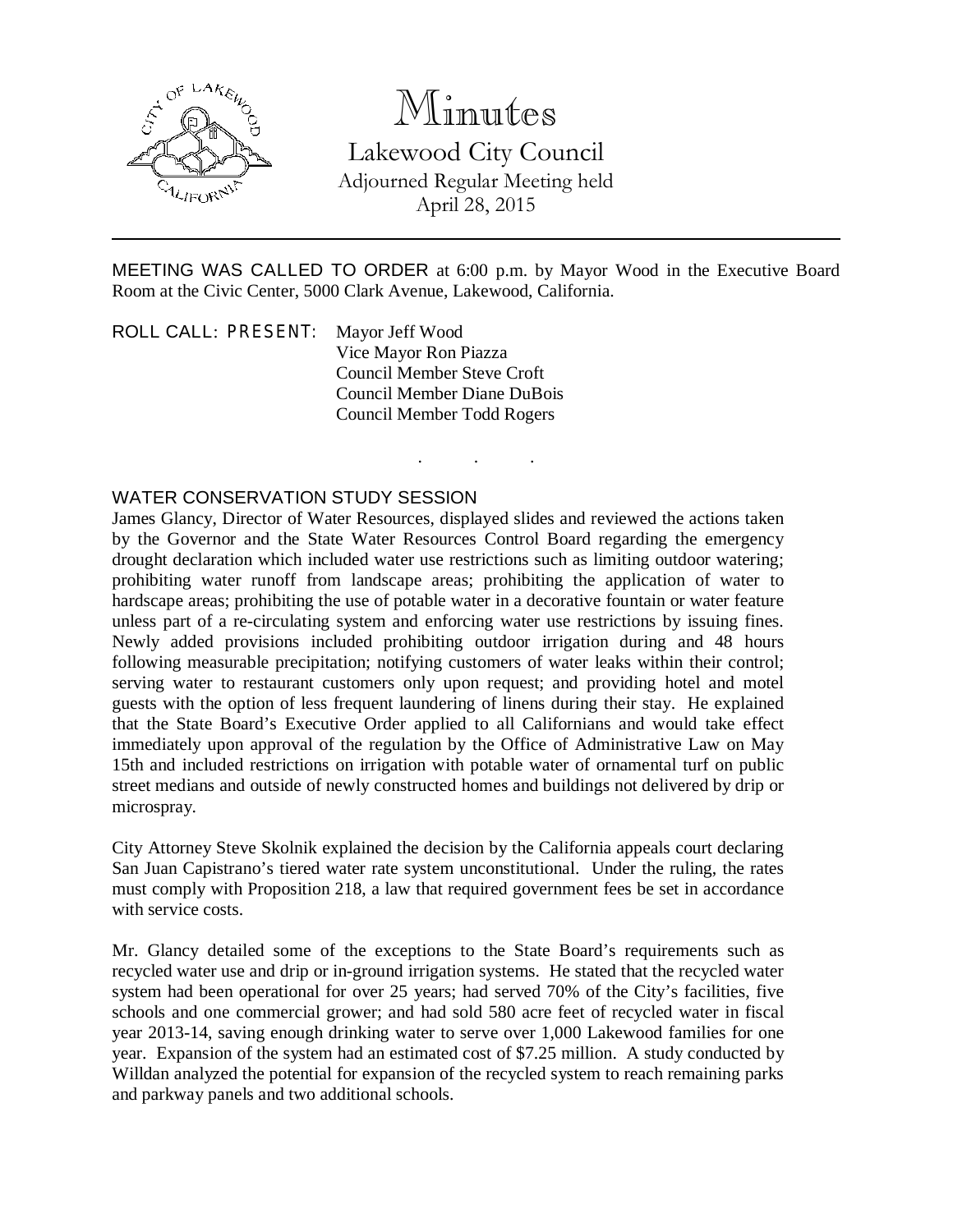# Minutes

## Lakewood City Council

Adjourned Regular Meeting held
April 28, 2015

---

MEETING WAS CALLED TO ORDER at 6:00 p.m. by Mayor Wood in the Executive Board Room at the Civic Center, 5000 Clark Avenue, Lakewood, California.

ROLL CALL: PRESENT: Mayor Jeff Wood
Vice Mayor Ron Piazza
Council Member Steve Croft
Council Member Diane DuBois
Council Member Todd Rogers

. . .

WATER CONSERVATION STUDY SESSION

James Glancy, Director of Water Resources, displayed slides and reviewed the actions taken by the Governor and the State Water Resources Control Board regarding the emergency drought declaration which included water use restrictions such as limiting outdoor watering; prohibiting water runoff from landscape areas; prohibiting the application of water to hardscape areas; prohibiting the use of potable water in a decorative fountain or water feature unless part of a re-circulating system and enforcing water use restrictions by issuing fines. Newly added provisions included prohibiting outdoor irrigation during and 48 hours following measurable precipitation; notifying customers of water leaks within their control; serving water to restaurant customers only upon request; and providing hotel and motel guests with the option of less frequent laundering of linens during their stay. He explained that the State Board's Executive Order applied to all Californians and would take effect immediately upon approval of the regulation by the Office of Administrative Law on May 15th and included restrictions on irrigation with potable water of ornamental turf on public street medians and outside of newly constructed homes and buildings not delivered by drip or microspray.

City Attorney Steve Skolnik explained the decision by the California appeals court declaring San Juan Capistrano's tiered water rate system unconstitutional. Under the ruling, the rates must comply with Proposition 218, a law that required government fees be set in accordance with service costs.

Mr. Glancy detailed some of the exceptions to the State Board's requirements such as recycled water use and drip or in-ground irrigation systems. He stated that the recycled water system had been operational for over 25 years; had served 70% of the City's facilities, five schools and one commercial grower; and had sold 580 acre feet of recycled water in fiscal year 2013-14, saving enough drinking water to serve over 1,000 Lakewood families for one year. Expansion of the system had an estimated cost of $7.25 million. A study conducted by Willdan analyzed the potential for expansion of the recycled system to reach remaining parks and parkway panels and two additional schools.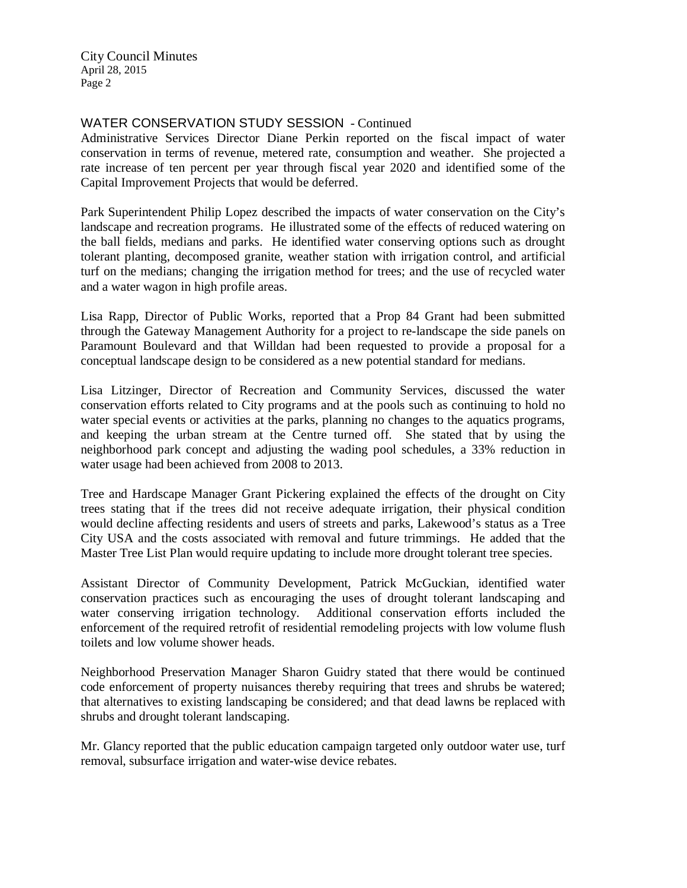## WATER CONSERVATION STUDY SESSION - Continued

Administrative Services Director Diane Perkin reported on the fiscal impact of water conservation in terms of revenue, metered rate, consumption and weather. She projected a rate increase of ten percent per year through fiscal year 2020 and identified some of the Capital Improvement Projects that would be deferred.

Park Superintendent Philip Lopez described the impacts of water conservation on the City's landscape and recreation programs. He illustrated some of the effects of reduced watering on the ball fields, medians and parks. He identified water conserving options such as drought tolerant planting, decomposed granite, weather station with irrigation control, and artificial turf on the medians; changing the irrigation method for trees; and the use of recycled water and a water wagon in high profile areas.

Lisa Rapp, Director of Public Works, reported that a Prop 84 Grant had been submitted through the Gateway Management Authority for a project to re-landscape the side panels on Paramount Boulevard and that Willdan had been requested to provide a proposal for a conceptual landscape design to be considered as a new potential standard for medians.

Lisa Litzinger, Director of Recreation and Community Services, discussed the water conservation efforts related to City programs and at the pools such as continuing to hold no water special events or activities at the parks, planning no changes to the aquatics programs, and keeping the urban stream at the Centre turned off. She stated that by using the neighborhood park concept and adjusting the wading pool schedules, a 33% reduction in water usage had been achieved from 2008 to 2013.

Tree and Hardscape Manager Grant Pickering explained the effects of the drought on City trees stating that if the trees did not receive adequate irrigation, their physical condition would decline affecting residents and users of streets and parks, Lakewood's status as a Tree City USA and the costs associated with removal and future trimmings. He added that the Master Tree List Plan would require updating to include more drought tolerant tree species.

Assistant Director of Community Development, Patrick McGuckian, identified water conservation practices such as encouraging the uses of drought tolerant landscaping and water conserving irrigation technology. Additional conservation efforts included the enforcement of the required retrofit of residential remodeling projects with low volume flush toilets and low volume shower heads.

Neighborhood Preservation Manager Sharon Guidry stated that there would be continued code enforcement of property nuisances thereby requiring that trees and shrubs be watered; that alternatives to existing landscaping be considered; and that dead lawns be replaced with shrubs and drought tolerant landscaping.

Mr. Glancy reported that the public education campaign targeted only outdoor water use, turf removal, subsurface irrigation and water-wise device rebates.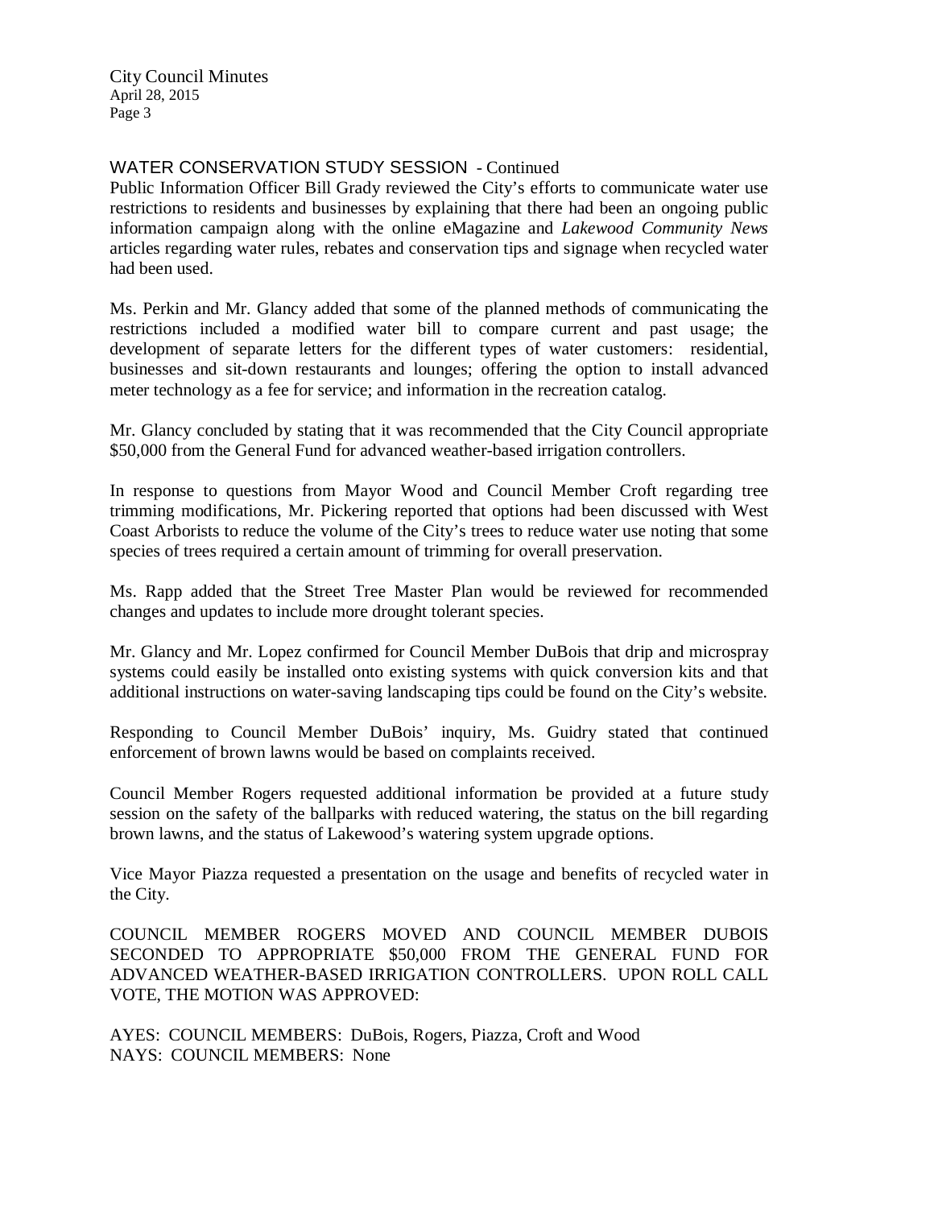## WATER CONSERVATION STUDY SESSION - Continued

Public Information Officer Bill Grady reviewed the City's efforts to communicate water use restrictions to residents and businesses by explaining that there had been an ongoing public information campaign along with the online eMagazine and *Lakewood Community News* articles regarding water rules, rebates and conservation tips and signage when recycled water had been used.

Ms. Perkin and Mr. Glancy added that some of the planned methods of communicating the restrictions included a modified water bill to compare current and past usage; the development of separate letters for the different types of water customers: residential, businesses and sit-down restaurants and lounges; offering the option to install advanced meter technology as a fee for service; and information in the recreation catalog.

Mr. Glancy concluded by stating that it was recommended that the City Council appropriate $50,000 from the General Fund for advanced weather-based irrigation controllers.

In response to questions from Mayor Wood and Council Member Croft regarding tree trimming modifications, Mr. Pickering reported that options had been discussed with West Coast Arborists to reduce the volume of the City's trees to reduce water use noting that some species of trees required a certain amount of trimming for overall preservation.

Ms. Rapp added that the Street Tree Master Plan would be reviewed for recommended changes and updates to include more drought tolerant species.

Mr. Glancy and Mr. Lopez confirmed for Council Member DuBois that drip and microspray systems could easily be installed onto existing systems with quick conversion kits and that additional instructions on water-saving landscaping tips could be found on the City's website.

Responding to Council Member DuBois' inquiry, Ms. Guidry stated that continued enforcement of brown lawns would be based on complaints received.

Council Member Rogers requested additional information be provided at a future study session on the safety of the ballparks with reduced watering, the status on the bill regarding brown lawns, and the status of Lakewood's watering system upgrade options.

Vice Mayor Piazza requested a presentation on the usage and benefits of recycled water in the City.

COUNCIL MEMBER ROGERS MOVED AND COUNCIL MEMBER DUBOIS SECONDED TO APPROPRIATE $50,000 FROM THE GENERAL FUND FOR ADVANCED WEATHER-BASED IRRIGATION CONTROLLERS. UPON ROLL CALL VOTE, THE MOTION WAS APPROVED:

AYES: COUNCIL MEMBERS: DuBois, Rogers, Piazza, Croft and Wood
NAYS: COUNCIL MEMBERS: None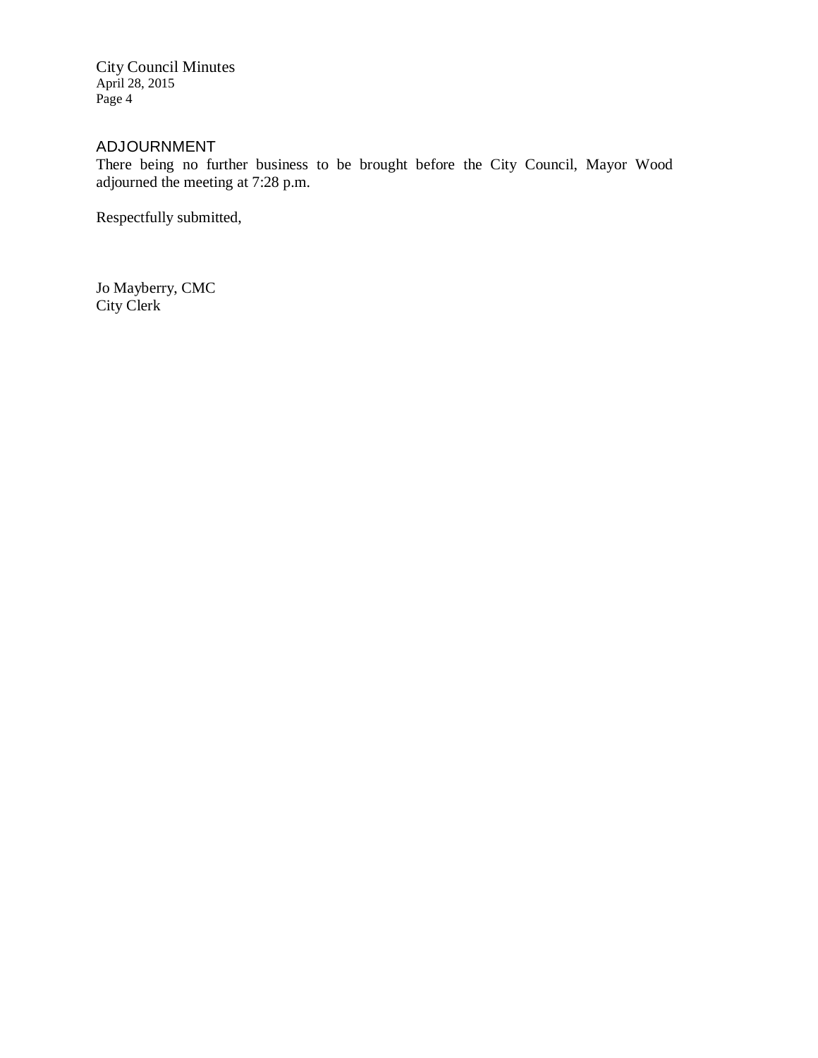## ADJOURNMENT

There being no further business to be brought before the City Council, Mayor Wood adjourned the meeting at 7:28 p.m.

Respectfully submitted,

Jo Mayberry, CMC
City Clerk